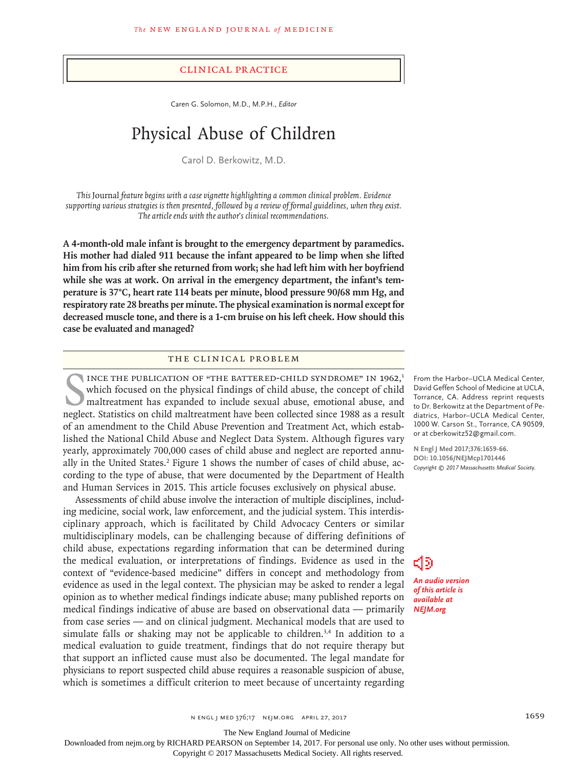CLINICAL PRACTICE

Caren G. Solomon, M.D., M.P.H., *Editor*

# Physical Abuse of Children

Carol D. Berkowitz, M.D.

*This* Journal *feature begins with a case vignette highlighting a common clinical problem. Evidence supporting various strategies is then presented, followed by a review of formal guidelines, when they exist. The article ends with the author's clinical recommendations.*

**A 4-month-old male infant is brought to the emergency department by paramedics. His mother had dialed 911 because the infant appeared to be limp when she lifted him from his crib after she returned from work; she had left him with her boyfriend while she was at work. On arrival in the emergency department, the infant's temperature is 37°C, heart rate 114 beats per minute, blood pressure 90/68 mm Hg, and respiratory rate 28 breaths per minute. The physical examination is normal except for decreased muscle tone, and there is a 1-cm bruise on his left cheek. How should this case be evaluated and managed?**

## THE CLINICAL PROBLEM

Since the publication of "The Battered-Child Syndrome" in 1962,[1] which focused on the physical findings of child abuse, the concept of child maltreatment has expanded to include sexual abuse, emotional abuse, and neglect. Statistics on child maltreatment have been collected since 1988 as a result of an amendment to the Child Abuse Prevention and Treatment Act, which established the National Child Abuse and Neglect Data System. Although figures vary yearly, approximately 700,000 cases of child abuse and neglect are reported annually in the United States.[2] Figure 1 shows the number of cases of child abuse, according to the type of abuse, that were documented by the Department of Health and Human Services in 2015. This article focuses exclusively on physical abuse.

Assessments of child abuse involve the interaction of multiple disciplines, including medicine, social work, law enforcement, and the judicial system. This interdisciplinary approach, which is facilitated by Child Advocacy Centers or similar multidisciplinary models, can be challenging because of differing definitions of child abuse, expectations regarding information that can be determined during the medical evaluation, or interpretations of findings. Evidence as used in the context of "evidence-based medicine" differs in concept and methodology from evidence as used in the legal context. The physician may be asked to render a legal opinion as to whether medical findings indicate abuse; many published reports on medical findings indicative of abuse are based on observational data — primarily from case series — and on clinical judgment. Mechanical models that are used to simulate falls or shaking may not be applicable to children.[3,4] In addition to a medical evaluation to guide treatment, findings that do not require therapy but that support an inflicted cause must also be documented. The legal mandate for physicians to report suspected child abuse requires a reasonable suspicion of abuse, which is sometimes a difficult criterion to meet because of uncertainty regarding

From the Harbor–UCLA Medical Center, David Geffen School of Medicine at UCLA, Torrance, CA. Address reprint requests to Dr. Berkowitz at the Department of Pediatrics, Harbor–UCLA Medical Center, 1000 W. Carson St., Torrance, CA 90509, or at cberkowitz52@gmail.com.

**N Engl J Med 2017;376:1659-66.**
**DOI: 10.1056/NEJMcp1701446**
*Copyright © 2017 Massachusetts Medical Society.*

*An audio version of this article is available at NEJM.org*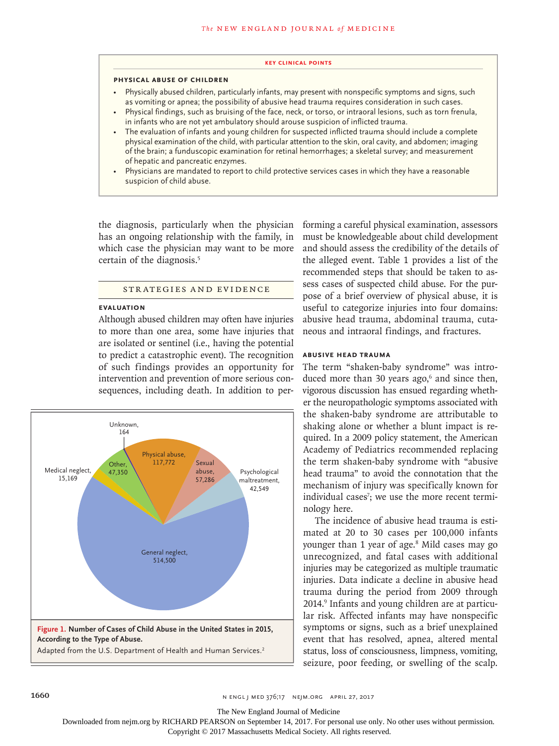**KEY CLINICAL POINTS**

**PHYSICAL ABUSE OF CHILDREN**

- Physically abused children, particularly infants, may present with nonspecific symptoms and signs, such as vomiting or apnea; the possibility of abusive head trauma requires consideration in such cases.
- Physical findings, such as bruising of the face, neck, or torso, or intraoral lesions, such as torn frenula, in infants who are not yet ambulatory should arouse suspicion of inflicted trauma.
- The evaluation of infants and young children for suspected inflicted trauma should include a complete physical examination of the child, with particular attention to the skin, oral cavity, and abdomen; imaging of the brain; a funduscopic examination for retinal hemorrhages; a skeletal survey; and measurement of hepatic and pancreatic enzymes.
- Physicians are mandated to report to child protective services cases in which they have a reasonable suspicion of child abuse.

the diagnosis, particularly when the physician has an ongoing relationship with the family, in which case the physician may want to be more certain of the diagnosis.[5]

## STRATEGIES AND EVIDENCE

### EVALUATION

Although abused children may often have injuries to more than one area, some have injuries that are isolated or sentinel (i.e., having the potential to predict a catastrophic event). The recognition of such findings provides an opportunity for intervention and prevention of more serious consequences, including death. In addition to performing a careful physical examination, assessors must be knowledgeable about child development and should assess the credibility of the details of the alleged event. Table 1 provides a list of the recommended steps that should be taken to assess cases of suspected child abuse. For the purpose of a brief overview of physical abuse, it is useful to categorize injuries into four domains: abusive head trauma, abdominal trauma, cutaneous and intraoral findings, and fractures.

| Type of Abuse | Number of Cases |
|---|---|
| General neglect | 514,500 |
| Physical abuse | 117,772 |
| Sexual abuse | 57,286 |
| Other | 47,350 |
| Psychological maltreatment | 42,549 |
| Medical neglect | 15,169 |
| Unknown | 164 |

**Figure 1. Number of Cases of Child Abuse in the United States in 2015, According to the Type of Abuse.**
Adapted from the U.S. Department of Health and Human Services.[2]

### ABUSIVE HEAD TRAUMA

The term "shaken-baby syndrome" was introduced more than 30 years ago,[6] and since then, vigorous discussion has ensued regarding whether the neuropathologic symptoms associated with the shaken-baby syndrome are attributable to shaking alone or whether a blunt impact is required. In a 2009 policy statement, the American Academy of Pediatrics recommended replacing the term shaken-baby syndrome with "abusive head trauma" to avoid the connotation that the mechanism of injury was specifically known for individual cases[7]; we use the more recent terminology here.

The incidence of abusive head trauma is estimated at 20 to 30 cases per 100,000 infants younger than 1 year of age.[8] Mild cases may go unrecognized, and fatal cases with additional injuries may be categorized as multiple traumatic injuries. Data indicate a decline in abusive head trauma during the period from 2009 through 2014.[9] Infants and young children are at particular risk. Affected infants may have nonspecific symptoms or signs, such as a brief unexplained event that has resolved, apnea, altered mental status, loss of consciousness, limpness, vomiting, seizure, poor feeding, or swelling of the scalp.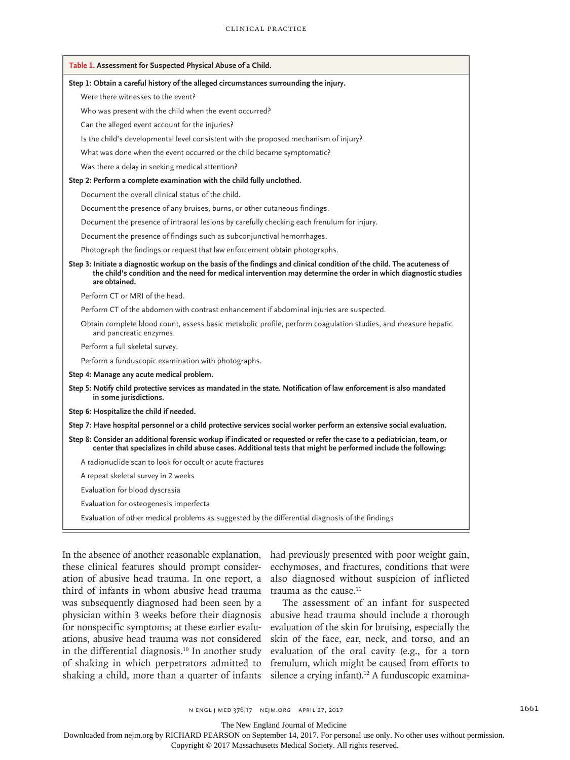**Table 1. Assessment for Suspected Physical Abuse of a Child.**

**Step 1: Obtain a careful history of the alleged circumstances surrounding the injury.**

- Were there witnesses to the event?
- Who was present with the child when the event occurred?
- Can the alleged event account for the injuries?
- Is the child's developmental level consistent with the proposed mechanism of injury?
- What was done when the event occurred or the child became symptomatic?
- Was there a delay in seeking medical attention?

**Step 2: Perform a complete examination with the child fully unclothed.**

- Document the overall clinical status of the child.
- Document the presence of any bruises, burns, or other cutaneous findings.
- Document the presence of intraoral lesions by carefully checking each frenulum for injury.
- Document the presence of findings such as subconjunctival hemorrhages.
- Photograph the findings or request that law enforcement obtain photographs.

**Step 3: Initiate a diagnostic workup on the basis of the findings and clinical condition of the child. The acuteness of the child's condition and the need for medical intervention may determine the order in which diagnostic studies are obtained.**

- Perform CT or MRI of the head.
- Perform CT of the abdomen with contrast enhancement if abdominal injuries are suspected.
- Obtain complete blood count, assess basic metabolic profile, perform coagulation studies, and measure hepatic and pancreatic enzymes.
- Perform a full skeletal survey.
- Perform a funduscopic examination with photographs.

**Step 4: Manage any acute medical problem.**

**Step 5: Notify child protective services as mandated in the state. Notification of law enforcement is also mandated in some jurisdictions.**

**Step 6: Hospitalize the child if needed.**

**Step 7: Have hospital personnel or a child protective services social worker perform an extensive social evaluation.**

**Step 8: Consider an additional forensic workup if indicated or requested or refer the case to a pediatrician, team, or center that specializes in child abuse cases. Additional tests that might be performed include the following:**

- A radionuclide scan to look for occult or acute fractures
- A repeat skeletal survey in 2 weeks
- Evaluation for blood dyscrasia
- Evaluation for osteogenesis imperfecta
- Evaluation of other medical problems as suggested by the differential diagnosis of the findings

In the absence of another reasonable explanation, these clinical features should prompt consideration of abusive head trauma. In one report, a third of infants in whom abusive head trauma was subsequently diagnosed had been seen by a physician within 3 weeks before their diagnosis for nonspecific symptoms; at these earlier evaluations, abusive head trauma was not considered in the differential diagnosis.[10] In another study of shaking in which perpetrators admitted to shaking a child, more than a quarter of infants had previously presented with poor weight gain, ecchymoses, and fractures, conditions that were also diagnosed without suspicion of inflicted trauma as the cause.[11]

The assessment of an infant for suspected abusive head trauma should include a thorough evaluation of the skin for bruising, especially the skin of the face, ear, neck, and torso, and an evaluation of the oral cavity (e.g., for a torn frenulum, which might be caused from efforts to silence a crying infant).[12] A funduscopic examina-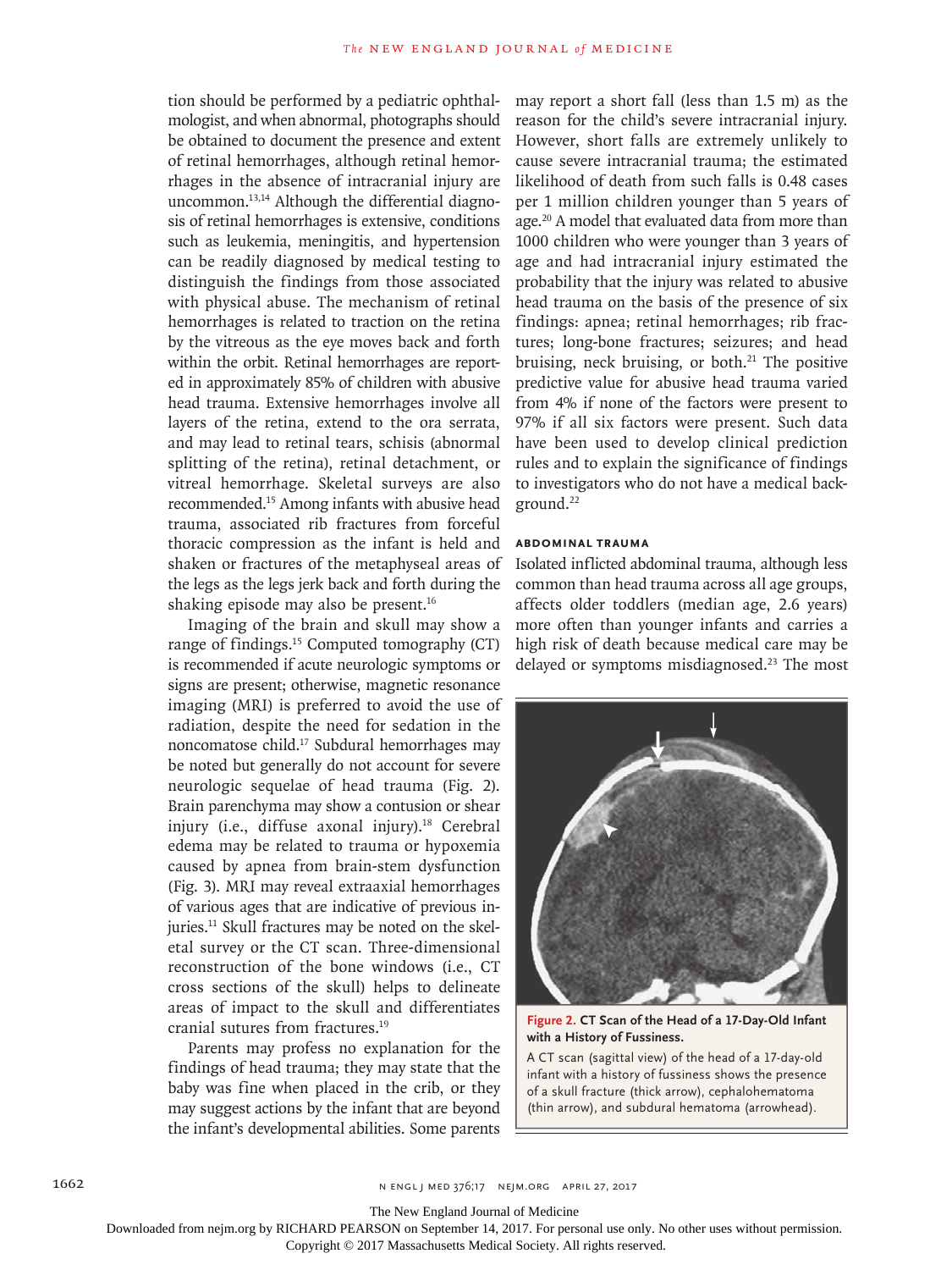tion should be performed by a pediatric ophthalmologist, and when abnormal, photographs should be obtained to document the presence and extent of retinal hemorrhages, although retinal hemorrhages in the absence of intracranial injury are uncommon.[13,14] Although the differential diagnosis of retinal hemorrhages is extensive, conditions such as leukemia, meningitis, and hypertension can be readily diagnosed by medical testing to distinguish the findings from those associated with physical abuse. The mechanism of retinal hemorrhages is related to traction on the retina by the vitreous as the eye moves back and forth within the orbit. Retinal hemorrhages are reported in approximately 85% of children with abusive head trauma. Extensive hemorrhages involve all layers of the retina, extend to the ora serrata, and may lead to retinal tears, schisis (abnormal splitting of the retina), retinal detachment, or vitreal hemorrhage. Skeletal surveys are also recommended.[15] Among infants with abusive head trauma, associated rib fractures from forceful thoracic compression as the infant is held and shaken or fractures of the metaphyseal areas of the legs as the legs jerk back and forth during the shaking episode may also be present.[16]

Imaging of the brain and skull may show a range of findings.[15] Computed tomography (CT) is recommended if acute neurologic symptoms or signs are present; otherwise, magnetic resonance imaging (MRI) is preferred to avoid the use of radiation, despite the need for sedation in the noncomatose child.[17] Subdural hemorrhages may be noted but generally do not account for severe neurologic sequelae of head trauma (Fig. 2). Brain parenchyma may show a contusion or shear injury (i.e., diffuse axonal injury).[18] Cerebral edema may be related to trauma or hypoxemia caused by apnea from brain-stem dysfunction (Fig. 3). MRI may reveal extraaxial hemorrhages of various ages that are indicative of previous injuries.[11] Skull fractures may be noted on the skeletal survey or the CT scan. Three-dimensional reconstruction of the bone windows (i.e., CT cross sections of the skull) helps to delineate areas of impact to the skull and differentiates cranial sutures from fractures.[19]

Parents may profess no explanation for the findings of head trauma; they may state that the baby was fine when placed in the crib, or they may suggest actions by the infant that are beyond the infant's developmental abilities. Some parents may report a short fall (less than 1.5 m) as the reason for the child's severe intracranial injury. However, short falls are extremely unlikely to cause severe intracranial trauma; the estimated likelihood of death from such falls is 0.48 cases per 1 million children younger than 5 years of age.[20] A model that evaluated data from more than 1000 children who were younger than 3 years of age and had intracranial injury estimated the probability that the injury was related to abusive head trauma on the basis of the presence of six findings: apnea; retinal hemorrhages; rib fractures; long-bone fractures; seizures; and head bruising, neck bruising, or both.[21] The positive predictive value for abusive head trauma varied from 4% if none of the factors were present to 97% if all six factors were present. Such data have been used to develop clinical prediction rules and to explain the significance of findings to investigators who do not have a medical background.[22]

#### ABDOMINAL TRAUMA

Isolated inflicted abdominal trauma, although less common than head trauma across all age groups, affects older toddlers (median age, 2.6 years) more often than younger infants and carries a high risk of death because medical care may be delayed or symptoms misdiagnosed.[23] The most

**Figure 2. CT Scan of the Head of a 17-Day-Old Infant with a History of Fussiness.**

A CT scan (sagittal view) of the head of a 17-day-old infant with a history of fussiness shows the presence of a skull fracture (thick arrow), cephalohematoma (thin arrow), and subdural hematoma (arrowhead).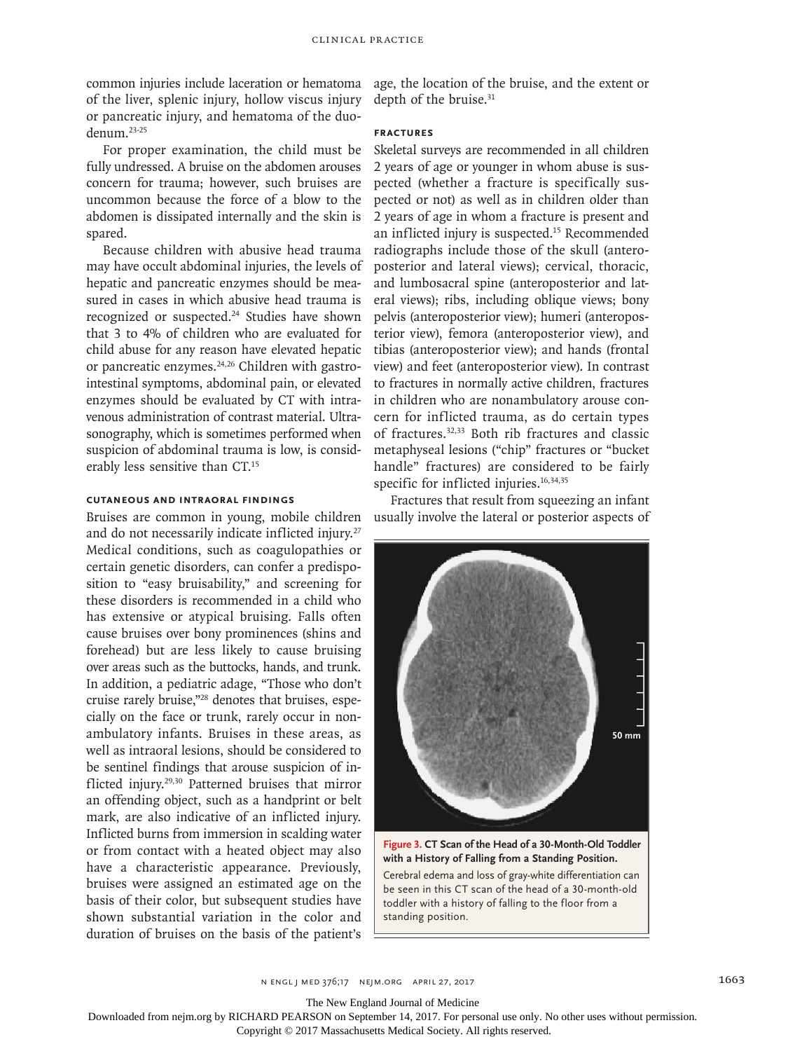common injuries include laceration or hematoma of the liver, splenic injury, hollow viscus injury or pancreatic injury, and hematoma of the duodenum.[23-25]

For proper examination, the child must be fully undressed. A bruise on the abdomen arouses concern for trauma; however, such bruises are uncommon because the force of a blow to the abdomen is dissipated internally and the skin is spared.

Because children with abusive head trauma may have occult abdominal injuries, the levels of hepatic and pancreatic enzymes should be measured in cases in which abusive head trauma is recognized or suspected.[24] Studies have shown that 3 to 4% of children who are evaluated for child abuse for any reason have elevated hepatic or pancreatic enzymes.[24,26] Children with gastrointestinal symptoms, abdominal pain, or elevated enzymes should be evaluated by CT with intravenous administration of contrast material. Ultrasonography, which is sometimes performed when suspicion of abdominal trauma is low, is considerably less sensitive than CT.[15]

### Cutaneous and Intraoral Findings

Bruises are common in young, mobile children and do not necessarily indicate inflicted injury.[27] Medical conditions, such as coagulopathies or certain genetic disorders, can confer a predisposition to "easy bruisability," and screening for these disorders is recommended in a child who has extensive or atypical bruising. Falls often cause bruises over bony prominences (shins and forehead) but are less likely to cause bruising over areas such as the buttocks, hands, and trunk. In addition, a pediatric adage, "Those who don't cruise rarely bruise,"[28] denotes that bruises, especially on the face or trunk, rarely occur in nonambulatory infants. Bruises in these areas, as well as intraoral lesions, should be considered to be sentinel findings that arouse suspicion of inflicted injury.[29,30] Patterned bruises that mirror an offending object, such as a handprint or belt mark, are also indicative of an inflicted injury. Inflicted burns from immersion in scalding water or from contact with a heated object may also have a characteristic appearance. Previously, bruises were assigned an estimated age on the basis of their color, but subsequent studies have shown substantial variation in the color and duration of bruises on the basis of the patient's age, the location of the bruise, and the extent or depth of the bruise.[31]

### Fractures

Skeletal surveys are recommended in all children 2 years of age or younger in whom abuse is suspected (whether a fracture is specifically suspected or not) as well as in children older than 2 years of age in whom a fracture is present and an inflicted injury is suspected.[15] Recommended radiographs include those of the skull (anteroposterior and lateral views); cervical, thoracic, and lumbosacral spine (anteroposterior and lateral views); ribs, including oblique views; bony pelvis (anteroposterior view); humeri (anteroposterior view), femora (anteroposterior view), and tibias (anteroposterior view); and hands (frontal view) and feet (anteroposterior view). In contrast to fractures in normally active children, fractures in children who are nonambulatory arouse concern for inflicted trauma, as do certain types of fractures.[32,33] Both rib fractures and classic metaphyseal lesions ("chip" fractures or "bucket handle" fractures) are considered to be fairly specific for inflicted injuries.[16,34,35]

Fractures that result from squeezing an infant usually involve the lateral or posterior aspects of

**Figure 3. CT Scan of the Head of a 30-Month-Old Toddler with a History of Falling from a Standing Position.**

Cerebral edema and loss of gray-white differentiation can be seen in this CT scan of the head of a 30-month-old toddler with a history of falling to the floor from a standing position.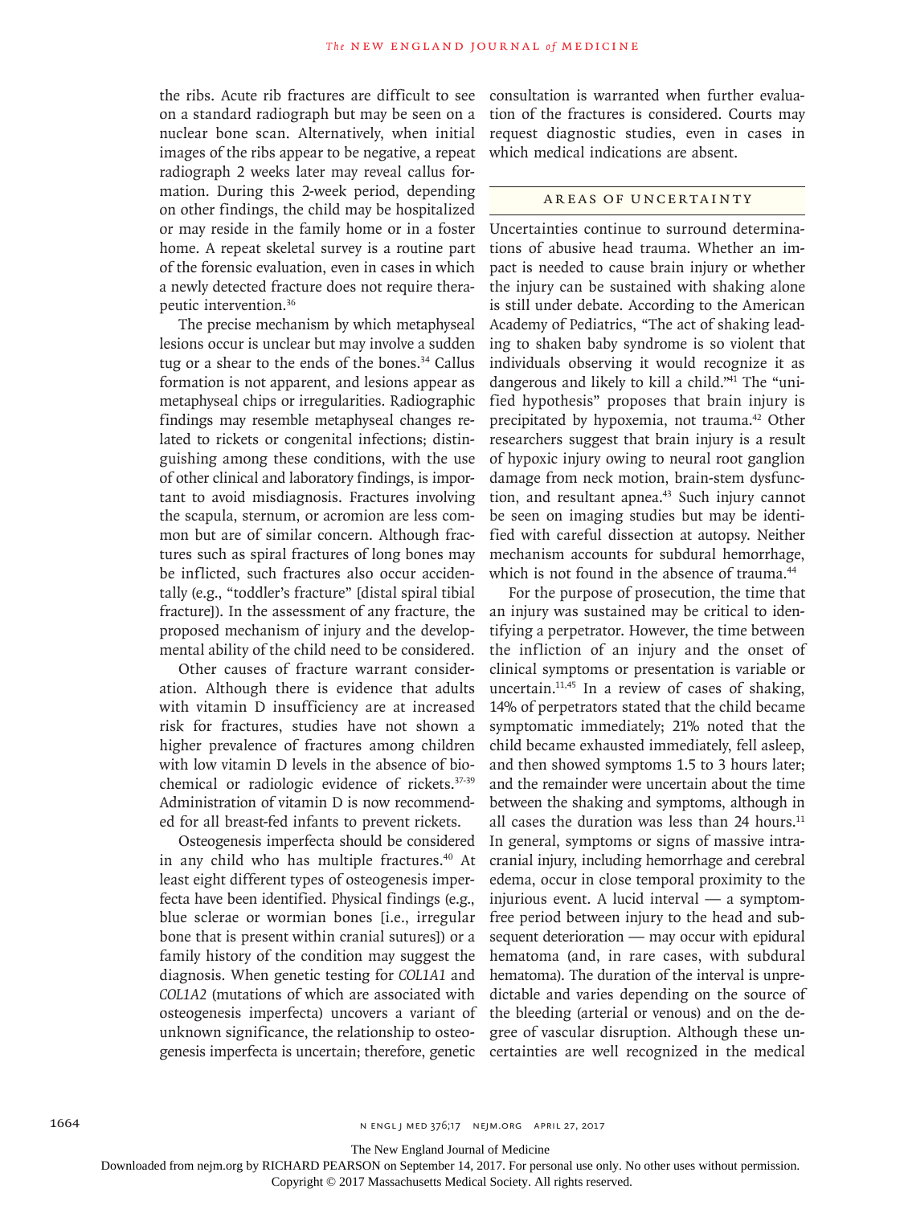the ribs. Acute rib fractures are difficult to see on a standard radiograph but may be seen on a nuclear bone scan. Alternatively, when initial images of the ribs appear to be negative, a repeat radiograph 2 weeks later may reveal callus formation. During this 2-week period, depending on other findings, the child may be hospitalized or may reside in the family home or in a foster home. A repeat skeletal survey is a routine part of the forensic evaluation, even in cases in which a newly detected fracture does not require therapeutic intervention.[36]

The precise mechanism by which metaphyseal lesions occur is unclear but may involve a sudden tug or a shear to the ends of the bones.[34] Callus formation is not apparent, and lesions appear as metaphyseal chips or irregularities. Radiographic findings may resemble metaphyseal changes related to rickets or congenital infections; distinguishing among these conditions, with the use of other clinical and laboratory findings, is important to avoid misdiagnosis. Fractures involving the scapula, sternum, or acromion are less common but are of similar concern. Although fractures such as spiral fractures of long bones may be inflicted, such fractures also occur accidentally (e.g., "toddler's fracture" [distal spiral tibial fracture]). In the assessment of any fracture, the proposed mechanism of injury and the developmental ability of the child need to be considered.

Other causes of fracture warrant consideration. Although there is evidence that adults with vitamin D insufficiency are at increased risk for fractures, studies have not shown a higher prevalence of fractures among children with low vitamin D levels in the absence of biochemical or radiologic evidence of rickets.[37-39] Administration of vitamin D is now recommended for all breast-fed infants to prevent rickets.

Osteogenesis imperfecta should be considered in any child who has multiple fractures.[40] At least eight different types of osteogenesis imperfecta have been identified. Physical findings (e.g., blue sclerae or wormian bones [i.e., irregular bone that is present within cranial sutures]) or a family history of the condition may suggest the diagnosis. When genetic testing for *COL1A1* and *COL1A2* (mutations of which are associated with osteogenesis imperfecta) uncovers a variant of unknown significance, the relationship to osteogenesis imperfecta is uncertain; therefore, genetic consultation is warranted when further evaluation of the fractures is considered. Courts may request diagnostic studies, even in cases in which medical indications are absent.

## AREAS OF UNCERTAINTY

Uncertainties continue to surround determinations of abusive head trauma. Whether an impact is needed to cause brain injury or whether the injury can be sustained with shaking alone is still under debate. According to the American Academy of Pediatrics, "The act of shaking leading to shaken baby syndrome is so violent that individuals observing it would recognize it as dangerous and likely to kill a child."[41] The "unified hypothesis" proposes that brain injury is precipitated by hypoxemia, not trauma.[42] Other researchers suggest that brain injury is a result of hypoxic injury owing to neural root ganglion damage from neck motion, brain-stem dysfunction, and resultant apnea.[43] Such injury cannot be seen on imaging studies but may be identified with careful dissection at autopsy. Neither mechanism accounts for subdural hemorrhage, which is not found in the absence of trauma.[44]

For the purpose of prosecution, the time that an injury was sustained may be critical to identifying a perpetrator. However, the time between the infliction of an injury and the onset of clinical symptoms or presentation is variable or uncertain.[11,45] In a review of cases of shaking, 14% of perpetrators stated that the child became symptomatic immediately; 21% noted that the child became exhausted immediately, fell asleep, and then showed symptoms 1.5 to 3 hours later; and the remainder were uncertain about the time between the shaking and symptoms, although in all cases the duration was less than 24 hours.[11] In general, symptoms or signs of massive intracranial injury, including hemorrhage and cerebral edema, occur in close temporal proximity to the injurious event. A lucid interval — a symptom-free period between injury to the head and subsequent deterioration — may occur with epidural hematoma (and, in rare cases, with subdural hematoma). The duration of the interval is unpredictable and varies depending on the source of the bleeding (arterial or venous) and on the degree of vascular disruption. Although these uncertainties are well recognized in the medical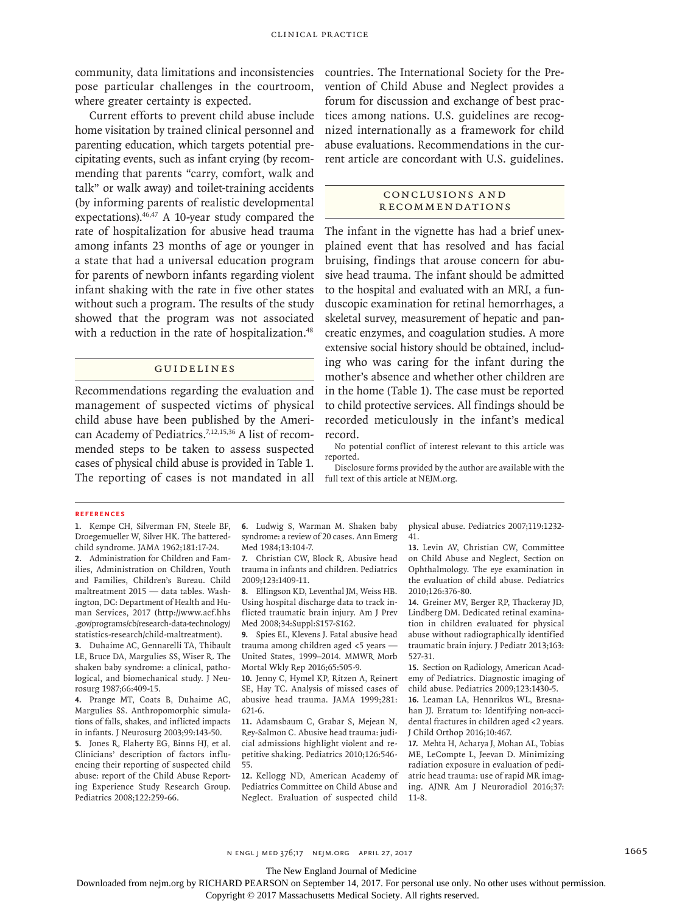community, data limitations and inconsistencies pose particular challenges in the courtroom, where greater certainty is expected.

Current efforts to prevent child abuse include home visitation by trained clinical personnel and parenting education, which targets potential precipitating events, such as infant crying (by recommending that parents "carry, comfort, walk and talk" or walk away) and toilet-training accidents (by informing parents of realistic developmental expectations).[46,47] A 10-year study compared the rate of hospitalization for abusive head trauma among infants 23 months of age or younger in a state that had a universal education program for parents of newborn infants regarding violent infant shaking with the rate in five other states without such a program. The results of the study showed that the program was not associated with a reduction in the rate of hospitalization.[48]

## Guidelines

Recommendations regarding the evaluation and management of suspected victims of physical child abuse have been published by the American Academy of Pediatrics.[7,12,15,36] A list of recommended steps to be taken to assess suspected cases of physical child abuse is provided in Table 1. The reporting of cases is not mandated in all countries. The International Society for the Prevention of Child Abuse and Neglect provides a forum for discussion and exchange of best practices among nations. U.S. guidelines are recognized internationally as a framework for child abuse evaluations. Recommendations in the current article are concordant with U.S. guidelines.

## Conclusions and Recommendations

The infant in the vignette has had a brief unexplained event that has resolved and has facial bruising, findings that arouse concern for abusive head trauma. The infant should be admitted to the hospital and evaluated with an MRI, a funduscopic examination for retinal hemorrhages, a skeletal survey, measurement of hepatic and pancreatic enzymes, and coagulation studies. A more extensive social history should be obtained, including who was caring for the infant during the mother's absence and whether other children are in the home (Table 1). The case must be reported to child protective services. All findings should be recorded meticulously in the infant's medical record.

No potential conflict of interest relevant to this article was reported.

Disclosure forms provided by the author are available with the full text of this article at NEJM.org.

## References

1. Kempe CH, Silverman FN, Steele BF, Droegemueller W, Silver HK. The battered-child syndrome. JAMA 1962;181:17-24.
2. Administration for Children and Families, Administration on Children, Youth and Families, Children's Bureau. Child maltreatment 2015 — data tables. Washington, DC: Department of Health and Human Services, 2017 (http://www.acf.hhs.gov/programs/cb/research-data-technology/statistics-research/child-maltreatment).
3. Duhaime AC, Gennarelli TA, Thibault LE, Bruce DA, Margulies SS, Wiser R. The shaken baby syndrome: a clinical, pathological, and biomechanical study. J Neurosurg 1987;66:409-15.
4. Prange MT, Coats B, Duhaime AC, Margulies SS. Anthropomorphic simulations of falls, shakes, and inflicted impacts in infants. J Neurosurg 2003;99:143-50.
5. Jones R, Flaherty EG, Binns HJ, et al. Clinicians' description of factors influencing their reporting of suspected child abuse: report of the Child Abuse Reporting Experience Study Research Group. Pediatrics 2008;122:259-66.
6. Ludwig S, Warman M. Shaken baby syndrome: a review of 20 cases. Ann Emerg Med 1984;13:104-7.
7. Christian CW, Block R. Abusive head trauma in infants and children. Pediatrics 2009;123:1409-11.
8. Ellingson KD, Leventhal JM, Weiss HB. Using hospital discharge data to track inflicted traumatic brain injury. Am J Prev Med 2008;34:Suppl:S157-S162.
9. Spies EL, Klevens J. Fatal abusive head trauma among children aged <5 years — United States, 1999–2014. MMWR Morb Mortal Wkly Rep 2016;65:505-9.
10. Jenny C, Hymel KP, Ritzen A, Reinert SE, Hay TC. Analysis of missed cases of abusive head trauma. JAMA 1999;281:621-6.
11. Adamsbaum C, Grabar S, Mejean N, Rey-Salmon C. Abusive head trauma: judicial admissions highlight violent and repetitive shaking. Pediatrics 2010;126:546-55.
12. Kellogg ND, American Academy of Pediatrics Committee on Child Abuse and Neglect. Evaluation of suspected child physical abuse. Pediatrics 2007;119:1232-41.
13. Levin AV, Christian CW, Committee on Child Abuse and Neglect, Section on Ophthalmology. The eye examination in the evaluation of child abuse. Pediatrics 2010;126:376-80.
14. Greiner MV, Berger RP, Thackeray JD, Lindberg DM. Dedicated retinal examination in children evaluated for physical abuse without radiographically identified traumatic brain injury. J Pediatr 2013;163:527-31.
15. Section on Radiology, American Academy of Pediatrics. Diagnostic imaging of child abuse. Pediatrics 2009;123:1430-5.
16. Leaman LA, Hennrikus WL, Bresnahan JJ. Erratum to: Identifying non-accidental fractures in children aged <2 years. J Child Orthop 2016;10:467.
17. Mehta H, Acharya J, Mohan AL, Tobias ME, LeCompte L, Jeevan D. Minimizing radiation exposure in evaluation of pediatric head trauma: use of rapid MR imaging. AJNR Am J Neuroradiol 2016;37:11-8.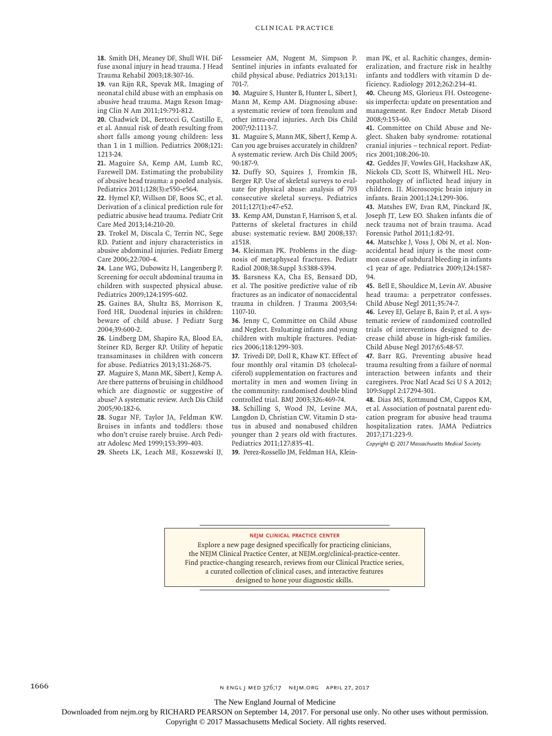18. Smith DH, Meaney DF, Shull WH. Diffuse axonal injury in head trauma. J Head Trauma Rehabil 2003;18:307-16.

19. van Rijn RR, Spevak MR. Imaging of neonatal child abuse with an emphasis on abusive head trauma. Magn Reson Imaging Clin N Am 2011;19:791-812.

20. Chadwick DL, Bertocci G, Castillo E, et al. Annual risk of death resulting from short falls among young children: less than 1 in 1 million. Pediatrics 2008;121:1213-24.

21. Maguire SA, Kemp AM, Lumb RC, Farewell DM. Estimating the probability of abusive head trauma: a pooled analysis. Pediatrics 2011;128(3):e550-e564.

22. Hymel KP, Willson DF, Boos SC, et al. Derivation of a clinical prediction rule for pediatric abusive head trauma. Pediatr Crit Care Med 2013;14:210-20.

23. Trokel M, Discala C, Terrin NC, Sege RD. Patient and injury characteristics in abusive abdominal injuries. Pediatr Emerg Care 2006;22:700-4.

24. Lane WG, Dubowitz H, Langenberg P. Screening for occult abdominal trauma in children with suspected physical abuse. Pediatrics 2009;124:1595-602.

25. Gaines BA, Shultz BS, Morrison K, Ford HR. Duodenal injuries in children: beware of child abuse. J Pediatr Surg 2004;39:600-2.

26. Lindberg DM, Shapiro RA, Blood EA, Steiner RD, Berger RP. Utility of hepatic transaminases in children with concern for abuse. Pediatrics 2013;131:268-75.

27. Maguire S, Mann MK, Sibert J, Kemp A. Are there patterns of bruising in childhood which are diagnostic or suggestive of abuse? A systematic review. Arch Dis Child 2005;90:182-6.

28. Sugar NF, Taylor JA, Feldman KW. Bruises in infants and toddlers: those who don't cruise rarely bruise. Arch Pediatr Adolesc Med 1999;153:399-403.

29. Sheets LK, Leach ME, Koszewski IJ, Lessmeier AM, Nugent M, Simpson P. Sentinel injuries in infants evaluated for child physical abuse. Pediatrics 2013;131:701-7.

30. Maguire S, Hunter B, Hunter L, Sibert J, Mann M, Kemp AM. Diagnosing abuse: a systematic review of torn frenulum and other intra-oral injuries. Arch Dis Child 2007;92:1113-7.

31. Maguire S, Mann MK, Sibert J, Kemp A. Can you age bruises accurately in children? A systematic review. Arch Dis Child 2005;90:187-9.

32. Duffy SO, Squires J, Fromkin JB, Berger RP. Use of skeletal surveys to evaluate for physical abuse: analysis of 703 consecutive skeletal surveys. Pediatrics 2011;127(1):e47-e52.

33. Kemp AM, Dunstan F, Harrison S, et al. Patterns of skeletal fractures in child abuse: systematic review. BMJ 2008;337:a1518.

34. Kleinman PK. Problems in the diagnosis of metaphyseal fractures. Pediatr Radiol 2008;38:Suppl 3:S388-S394.

35. Barsness KA, Cha ES, Bensard DD, et al. The positive predictive value of rib fractures as an indicator of nonaccidental trauma in children. J Trauma 2003;54:1107-10.

36. Jenny C, Committee on Child Abuse and Neglect. Evaluating infants and young children with multiple fractures. Pediatrics 2006;118:1299-303.

37. Trivedi DP, Doll R, Khaw KT. Effect of four monthly oral vitamin D3 (cholecalciferol) supplementation on fractures and mortality in men and women living in the community: randomised double blind controlled trial. BMJ 2003;326:469-74.

38. Schilling S, Wood JN, Levine MA, Langdon D, Christian CW. Vitamin D status in abused and nonabused children younger than 2 years old with fractures. Pediatrics 2011;127:835-41.

39. Perez-Rossello JM, Feldman HA, Kleinman PK, et al. Rachitic changes, demineralization, and fracture risk in healthy infants and toddlers with vitamin D deficiency. Radiology 2012;262:234-41.

40. Cheung MS, Glorieux FH. Osteogenesis imperfecta: update on presentation and management. Rev Endocr Metab Disord 2008;9:153-60.

41. Committee on Child Abuse and Neglect. Shaken baby syndrome: rotational cranial injuries – technical report. Pediatrics 2001;108:206-10.

42. Geddes JF, Vowles GH, Hackshaw AK, Nickols CD, Scott IS, Whitwell HL. Neuropathology of inflicted head injury in children. II. Microscopic brain injury in infants. Brain 2001;124:1299-306.

43. Matshes EW, Evan RM, Pinckard JK, Joseph JT, Lew EO. Shaken infants die of neck trauma not of brain trauma. Acad Forensic Pathol 2011;1:82-91.

44. Matschke J, Voss J, Obi N, et al. Nonaccidental head injury is the most common cause of subdural bleeding in infants <1 year of age. Pediatrics 2009;124:1587-94.

45. Bell E, Shouldice M, Levin AV. Abusive head trauma: a perpetrator confesses. Child Abuse Negl 2011;35:74-7.

46. Levey EJ, Gelaye B, Bain P, et al. A systematic review of randomized controlled trials of interventions designed to decrease child abuse in high-risk families. Child Abuse Negl 2017;65:48-57.

47. Barr RG. Preventing abusive head trauma resulting from a failure of normal interaction between infants and their caregivers. Proc Natl Acad Sci U S A 2012;109:Suppl 2:17294-301.

48. Dias MS, Rottmund CM, Cappos KM, et al. Association of postnatal parent education program for abusive head trauma hospitalization rates. JAMA Pediatrics 2017;171:223-9.

*Copyright © 2017 Massachusetts Medical Society.*

**NEJM CLINICAL PRACTICE CENTER**

Explore a new page designed specifically for practicing clinicians, the NEJM Clinical Practice Center, at NEJM.org/clinical-practice-center. Find practice-changing research, reviews from our Clinical Practice series, a curated collection of clinical cases, and interactive features designed to hone your diagnostic skills.